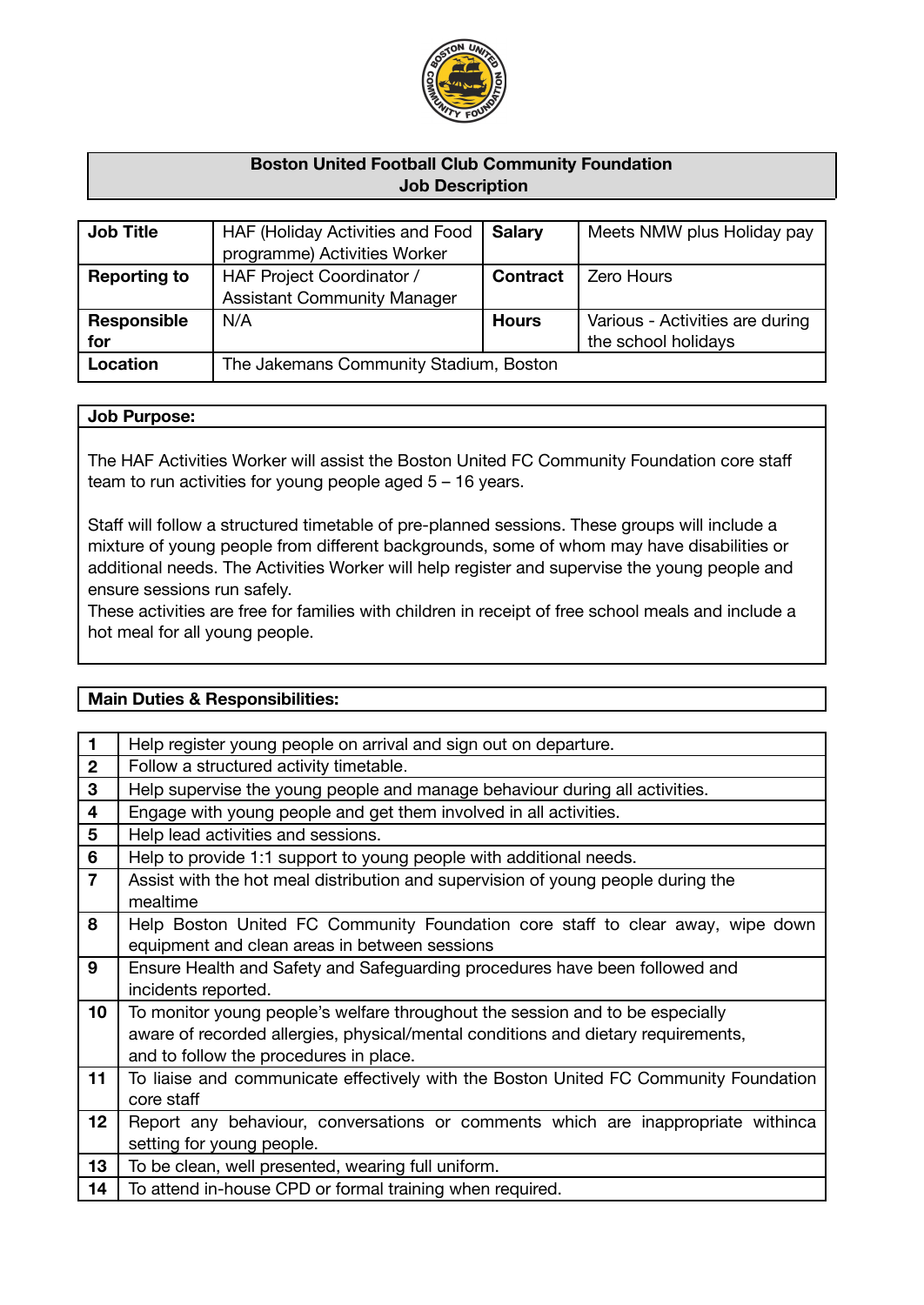# Boston United Football Club Community Foundation
## Job Description

| **Job Title** | HAF (Holiday Activities and Food programme) Activities Worker | **Salary** | Meets NMW plus Holiday pay |
|---|---|---|---|
| **Reporting to** | HAF Project Coordinator / Assistant Community Manager | **Contract** | Zero Hours |
| **Responsible for** | N/A | **Hours** | Various - Activities are during the school holidays |
| **Location** | The Jakemans Community Stadium, Boston | | |

**Job Purpose:**

The HAF Activities Worker will assist the Boston United FC Community Foundation core staff team to run activities for young people aged 5 – 16 years.

Staff will follow a structured timetable of pre-planned sessions. These groups will include a mixture of young people from different backgrounds, some of whom may have disabilities or additional needs. The Activities Worker will help register and supervise the young people and ensure sessions run safely.
These activities are free for families with children in receipt of free school meals and include a hot meal for all young people.

**Main Duties & Responsibilities:**

| | |
|---|---|
| **1** | Help register young people on arrival and sign out on departure. |
| **2** | Follow a structured activity timetable. |
| **3** | Help supervise the young people and manage behaviour during all activities. |
| **4** | Engage with young people and get them involved in all activities. |
| **5** | Help lead activities and sessions. |
| **6** | Help to provide 1:1 support to young people with additional needs. |
| **7** | Assist with the hot meal distribution and supervision of young people during the mealtime |
| **8** | Help Boston United FC Community Foundation core staff to clear away, wipe down equipment and clean areas in between sessions |
| **9** | Ensure Health and Safety and Safeguarding procedures have been followed and incidents reported. |
| **10** | To monitor young people's welfare throughout the session and to be especially aware of recorded allergies, physical/mental conditions and dietary requirements, and to follow the procedures in place. |
| **11** | To liaise and communicate effectively with the Boston United FC Community Foundation core staff |
| **12** | Report any behaviour, conversations or comments which are inappropriate withinca setting for young people. |
| **13** | To be clean, well presented, wearing full uniform. |
| **14** | To attend in-house CPD or formal training when required. |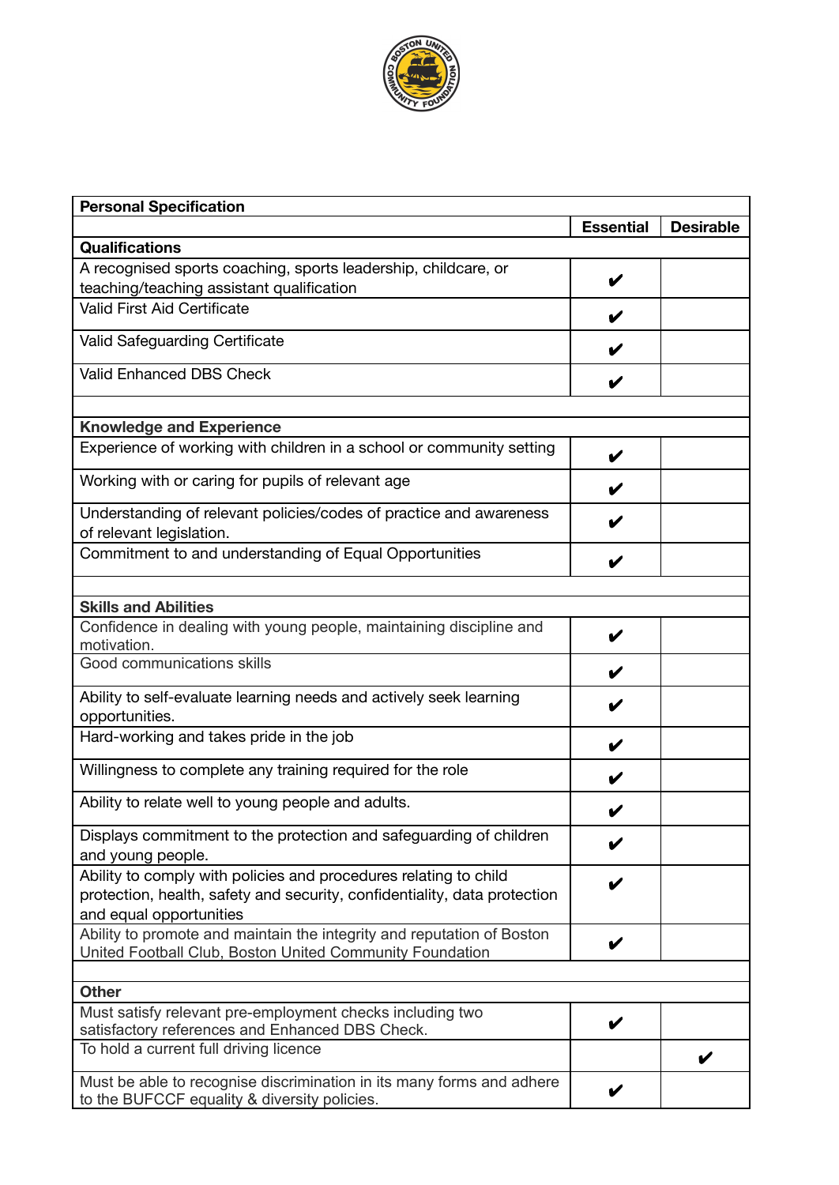| Personal Specification | | |
|---|---|---|
| | **Essential** | **Desirable** |
| **Qualifications** | | |
| A recognised sports coaching, sports leadership, childcare, or teaching/teaching assistant qualification | ✔ | |
| Valid First Aid Certificate | ✔ | |
| Valid Safeguarding Certificate | ✔ | |
| Valid Enhanced DBS Check | ✔ | |
| | | |
| **Knowledge and Experience** | | |
| Experience of working with children in a school or community setting | ✔ | |
| Working with or caring for pupils of relevant age | ✔ | |
| Understanding of relevant policies/codes of practice and awareness of relevant legislation. | ✔ | |
| Commitment to and understanding of Equal Opportunities | ✔ | |
| | | |
| **Skills and Abilities** | | |
| Confidence in dealing with young people, maintaining discipline and motivation. | ✔ | |
| Good communications skills | ✔ | |
| Ability to self-evaluate learning needs and actively seek learning opportunities. | ✔ | |
| Hard-working and takes pride in the job | ✔ | |
| Willingness to complete any training required for the role | ✔ | |
| Ability to relate well to young people and adults. | ✔ | |
| Displays commitment to the protection and safeguarding of children and young people. | ✔ | |
| Ability to comply with policies and procedures relating to child protection, health, safety and security, confidentiality, data protection and equal opportunities | ✔ | |
| Ability to promote and maintain the integrity and reputation of Boston United Football Club, Boston United Community Foundation | ✔ | |
| | | |
| **Other** | | |
| Must satisfy relevant pre-employment checks including two satisfactory references and Enhanced DBS Check. | ✔ | |
| To hold a current full driving licence | | ✔ |
| Must be able to recognise discrimination in its many forms and adhere to the BUFCCF equality & diversity policies. | ✔ | |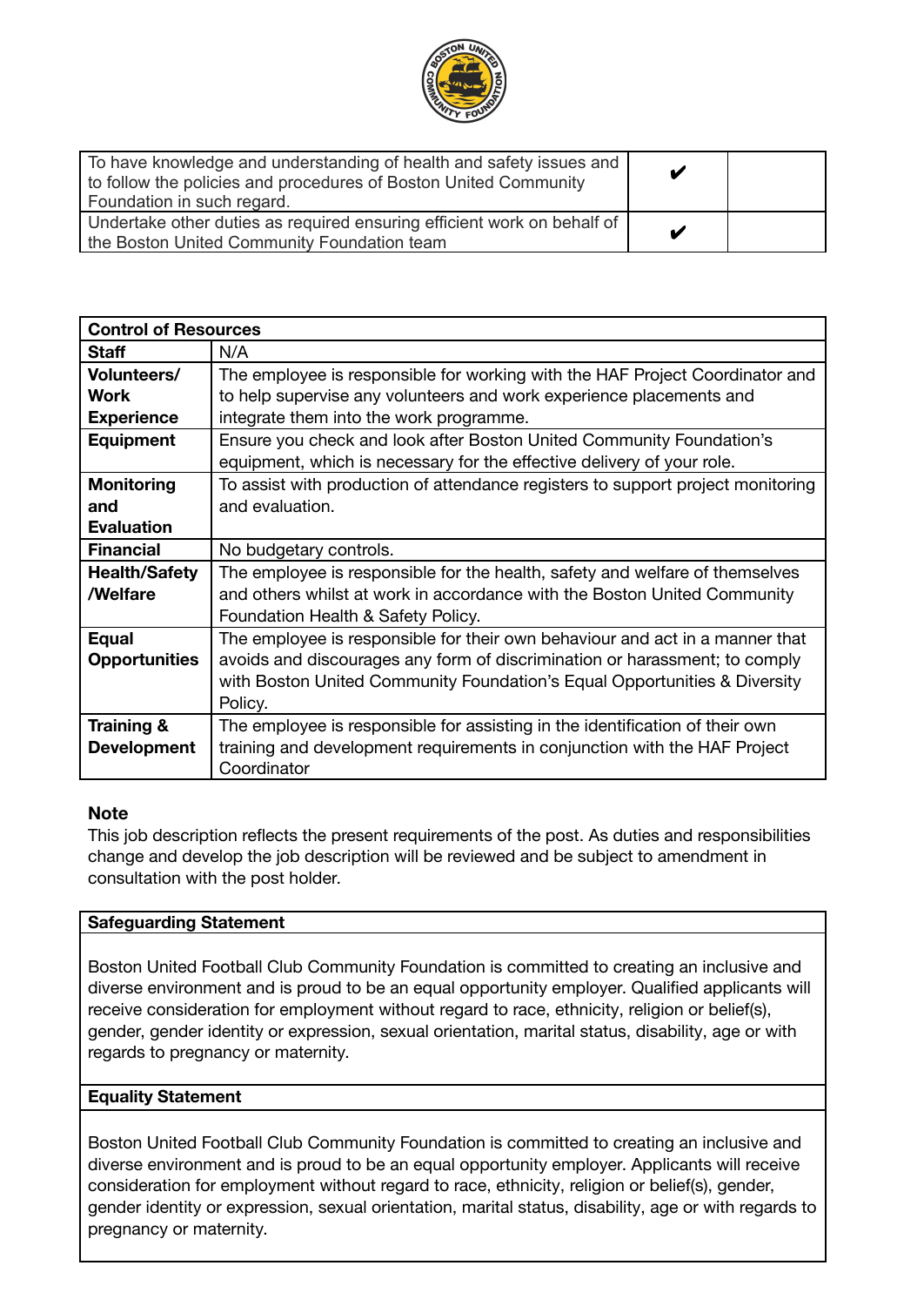| | | |
|---|---|---|
| To have knowledge and understanding of health and safety issues and to follow the policies and procedures of Boston United Community Foundation in such regard. | ✔ | |
| Undertake other duties as required ensuring efficient work on behalf of the Boston United Community Foundation team | ✔ | |

| **Control of Resources** | |
|---|---|
| **Staff** | N/A |
| **Volunteers/ Work Experience** | The employee is responsible for working with the HAF Project Coordinator and to help supervise any volunteers and work experience placements and integrate them into the work programme. |
| **Equipment** | Ensure you check and look after Boston United Community Foundation's equipment, which is necessary for the effective delivery of your role. |
| **Monitoring and Evaluation** | To assist with production of attendance registers to support project monitoring and evaluation. |
| **Financial** | No budgetary controls. |
| **Health/Safety /Welfare** | The employee is responsible for the health, safety and welfare of themselves and others whilst at work in accordance with the Boston United Community Foundation Health & Safety Policy. |
| **Equal Opportunities** | The employee is responsible for their own behaviour and act in a manner that avoids and discourages any form of discrimination or harassment; to comply with Boston United Community Foundation's Equal Opportunities & Diversity Policy. |
| **Training & Development** | The employee is responsible for assisting in the identification of their own training and development requirements in conjunction with the HAF Project Coordinator |

**Note**

This job description reflects the present requirements of the post. As duties and responsibilities change and develop the job description will be reviewed and be subject to amendment in consultation with the post holder.

**Safeguarding Statement**

Boston United Football Club Community Foundation is committed to creating an inclusive and diverse environment and is proud to be an equal opportunity employer. Qualified applicants will receive consideration for employment without regard to race, ethnicity, religion or belief(s), gender, gender identity or expression, sexual orientation, marital status, disability, age or with regards to pregnancy or maternity.

**Equality Statement**

Boston United Football Club Community Foundation is committed to creating an inclusive and diverse environment and is proud to be an equal opportunity employer. Applicants will receive consideration for employment without regard to race, ethnicity, religion or belief(s), gender, gender identity or expression, sexual orientation, marital status, disability, age or with regards to pregnancy or maternity.